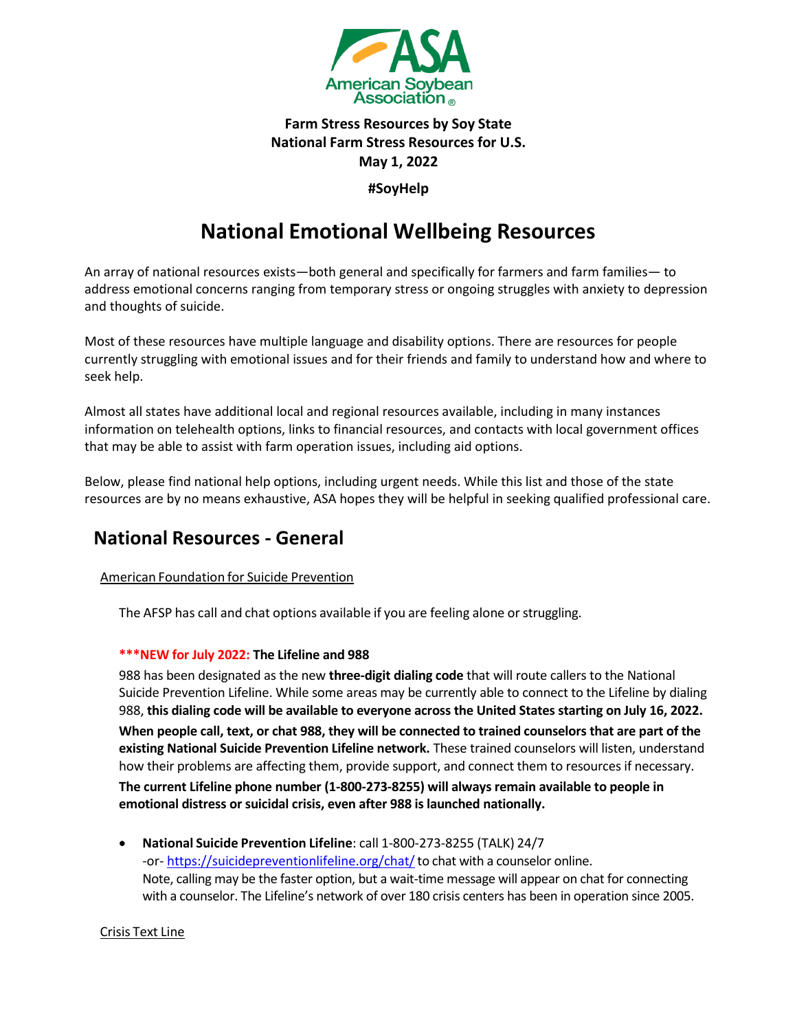**Farm Stress Resources by Soy State**
**National Farm Stress Resources for U.S.**
**May 1, 2022**

**#SoyHelp**

# National Emotional Wellbeing Resources

An array of national resources exists—both general and specifically for farmers and farm families— to address emotional concerns ranging from temporary stress or ongoing struggles with anxiety to depression and thoughts of suicide.

Most of these resources have multiple language and disability options. There are resources for people currently struggling with emotional issues and for their friends and family to understand how and where to seek help.

Almost all states have additional local and regional resources available, including in many instances information on telehealth options, links to financial resources, and contacts with local government offices that may be able to assist with farm operation issues, including aid options.

Below, please find national help options, including urgent needs. While this list and those of the state resources are by no means exhaustive, ASA hopes they will be helpful in seeking qualified professional care.

## National Resources - General

American Foundation for Suicide Prevention

The AFSP has call and chat options available if you are feeling alone or struggling.

**\*\*\*NEW for July 2022: The Lifeline and 988**

988 has been designated as the new **three-digit dialing code** that will route callers to the National Suicide Prevention Lifeline. While some areas may be currently able to connect to the Lifeline by dialing 988, **this dialing code will be available to everyone across the United States starting on July 16, 2022.** **When people call, text, or chat 988, they will be connected to trained counselors that are part of the existing National Suicide Prevention Lifeline network.** These trained counselors will listen, understand how their problems are affecting them, provide support, and connect them to resources if necessary. **The current Lifeline phone number (1-800-273-8255) will always remain available to people in emotional distress or suicidal crisis, even after 988 is launched nationally.**

- **National Suicide Prevention Lifeline**: call 1-800-273-8255 (TALK) 24/7 -or- https://suicidepreventionlifeline.org/chat/ to chat with a counselor online. Note, calling may be the faster option, but a wait-time message will appear on chat for connecting with a counselor. The Lifeline's network of over 180 crisis centers has been in operation since 2005.

Crisis Text Line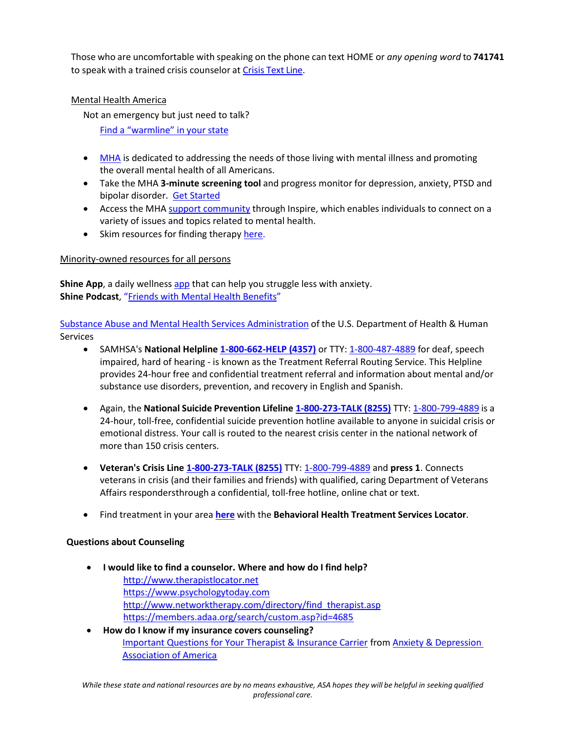Those who are uncomfortable with speaking on the phone can text HOME or *any opening word* to **741741** to speak with a trained crisis counselor at Crisis Text Line.

Mental Health America

Not an emergency but just need to talk?

Find a "warmline" in your state

- MHA is dedicated to addressing the needs of those living with mental illness and promoting the overall mental health of all Americans.
- Take the MHA **3-minute screening tool** and progress monitor for depression, anxiety, PTSD and bipolar disorder. Get Started
- Access the MHA support community through Inspire, which enables individuals to connect on a variety of issues and topics related to mental health.
- Skim resources for finding therapy here.

Minority-owned resources for all persons

**Shine App**, a daily wellness app that can help you struggle less with anxiety.
**Shine Podcast**, "Friends with Mental Health Benefits"

Substance Abuse and Mental Health Services Administration of the U.S. Department of Health & Human Services

- SAMHSA's **National Helpline** **1-800-662-HELP (4357)** or TTY: 1-800-487-4889 for deaf, speech impaired, hard of hearing - is known as the Treatment Referral Routing Service. This Helpline provides 24-hour free and confidential treatment referral and information about mental and/or substance use disorders, prevention, and recovery in English and Spanish.

- Again, the **National Suicide Prevention Lifeline** **1-800-273-TALK (8255)** TTY: 1-800-799-4889 is a 24-hour, toll-free, confidential suicide prevention hotline available to anyone in suicidal crisis or emotional distress. Your call is routed to the nearest crisis center in the national network of more than 150 crisis centers.

- **Veteran's Crisis Line** **1-800-273-TALK (8255)** TTY: 1-800-799-4889 and **press 1**. Connects veterans in crisis (and their families and friends) with qualified, caring Department of Veterans Affairs respondersthrough a confidential, toll-free hotline, online chat or text.

- Find treatment in your area **here** with the **Behavioral Health Treatment Services Locator**.

**Questions about Counseling**

- **I would like to find a counselor. Where and how do I find help?**
  http://www.therapistlocator.net
  https://www.psychologytoday.com
  http://www.networktherapy.com/directory/find_therapist.asp
  https://members.adaa.org/search/custom.asp?id=4685
- **How do I know if my insurance covers counseling?**
  Important Questions for Your Therapist & Insurance Carrier from Anxiety & Depression Association of America

*While these state and national resources are by no means exhaustive, ASA hopes they will be helpful in seeking qualified professional care.*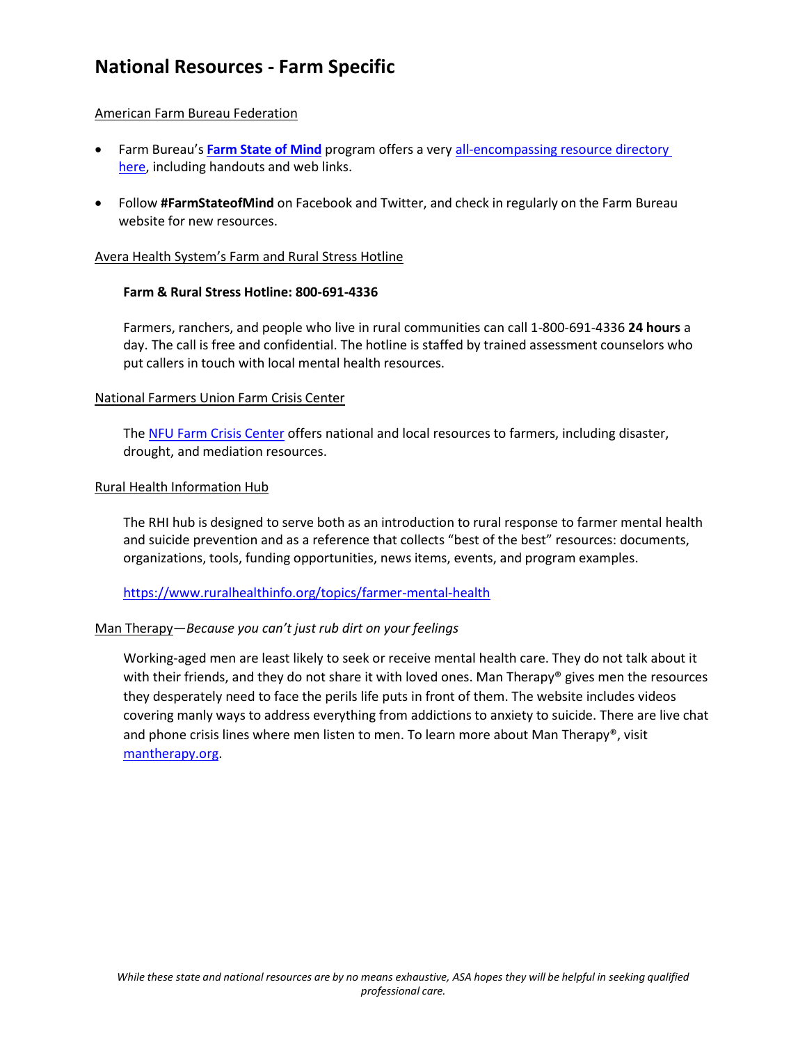# National Resources - Farm Specific

American Farm Bureau Federation

- Farm Bureau's **Farm State of Mind** program offers a very all-encompassing resource directory here, including handouts and web links.
- Follow **#FarmStateofMind** on Facebook and Twitter, and check in regularly on the Farm Bureau website for new resources.

Avera Health System's Farm and Rural Stress Hotline

**Farm & Rural Stress Hotline: 800-691-4336**

Farmers, ranchers, and people who live in rural communities can call 1-800-691-4336 **24 hours** a day. The call is free and confidential. The hotline is staffed by trained assessment counselors who put callers in touch with local mental health resources.

National Farmers Union Farm Crisis Center

The NFU Farm Crisis Center offers national and local resources to farmers, including disaster, drought, and mediation resources.

Rural Health Information Hub

The RHI hub is designed to serve both as an introduction to rural response to farmer mental health and suicide prevention and as a reference that collects "best of the best" resources: documents, organizations, tools, funding opportunities, news items, events, and program examples.

https://www.ruralhealthinfo.org/topics/farmer-mental-health

Man Therapy—*Because you can't just rub dirt on your feelings*

Working-aged men are least likely to seek or receive mental health care. They do not talk about it with their friends, and they do not share it with loved ones. Man Therapy® gives men the resources they desperately need to face the perils life puts in front of them. The website includes videos covering manly ways to address everything from addictions to anxiety to suicide. There are live chat and phone crisis lines where men listen to men. To learn more about Man Therapy®, visit mantherapy.org.

*While these state and national resources are by no means exhaustive, ASA hopes they will be helpful in seeking qualified professional care.*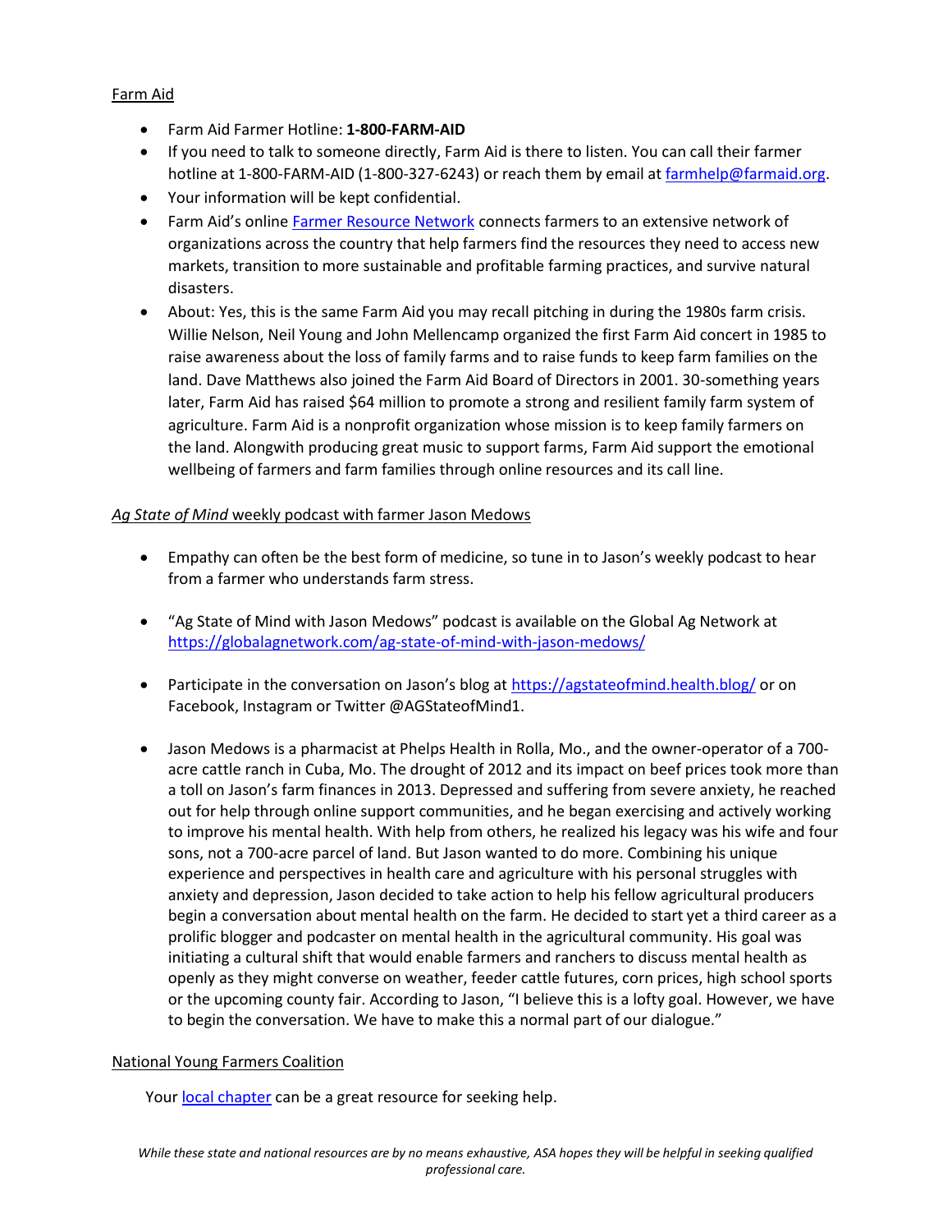Farm Aid

- Farm Aid Farmer Hotline: **1-800-FARM-AID**
- If you need to talk to someone directly, Farm Aid is there to listen. You can call their farmer hotline at 1-800-FARM-AID (1-800-327-6243) or reach them by email at farmhelp@farmaid.org.
- Your information will be kept confidential.
- Farm Aid's online Farmer Resource Network connects farmers to an extensive network of organizations across the country that help farmers find the resources they need to access new markets, transition to more sustainable and profitable farming practices, and survive natural disasters.
- About: Yes, this is the same Farm Aid you may recall pitching in during the 1980s farm crisis. Willie Nelson, Neil Young and John Mellencamp organized the first Farm Aid concert in 1985 to raise awareness about the loss of family farms and to raise funds to keep farm families on the land. Dave Matthews also joined the Farm Aid Board of Directors in 2001. 30-something years later, Farm Aid has raised $64 million to promote a strong and resilient family farm system of agriculture. Farm Aid is a nonprofit organization whose mission is to keep family farmers on the land. Alongwith producing great music to support farms, Farm Aid support the emotional wellbeing of farmers and farm families through online resources and its call line.

*Ag State of Mind* weekly podcast with farmer Jason Medows

- Empathy can often be the best form of medicine, so tune in to Jason's weekly podcast to hear from a farmer who understands farm stress.
- "Ag State of Mind with Jason Medows" podcast is available on the Global Ag Network at https://globalagnetwork.com/ag-state-of-mind-with-jason-medows/
- Participate in the conversation on Jason's blog at https://agstateofmind.health.blog/ or on Facebook, Instagram or Twitter @AGStateofMind1.
- Jason Medows is a pharmacist at Phelps Health in Rolla, Mo., and the owner-operator of a 700-acre cattle ranch in Cuba, Mo. The drought of 2012 and its impact on beef prices took more than a toll on Jason's farm finances in 2013. Depressed and suffering from severe anxiety, he reached out for help through online support communities, and he began exercising and actively working to improve his mental health. With help from others, he realized his legacy was his wife and four sons, not a 700-acre parcel of land. But Jason wanted to do more. Combining his unique experience and perspectives in health care and agriculture with his personal struggles with anxiety and depression, Jason decided to take action to help his fellow agricultural producers begin a conversation about mental health on the farm. He decided to start yet a third career as a prolific blogger and podcaster on mental health in the agricultural community. His goal was initiating a cultural shift that would enable farmers and ranchers to discuss mental health as openly as they might converse on weather, feeder cattle futures, corn prices, high school sports or the upcoming county fair. According to Jason, "I believe this is a lofty goal. However, we have to begin the conversation. We have to make this a normal part of our dialogue."

National Young Farmers Coalition

Your local chapter can be a great resource for seeking help.

*While these state and national resources are by no means exhaustive, ASA hopes they will be helpful in seeking qualified professional care.*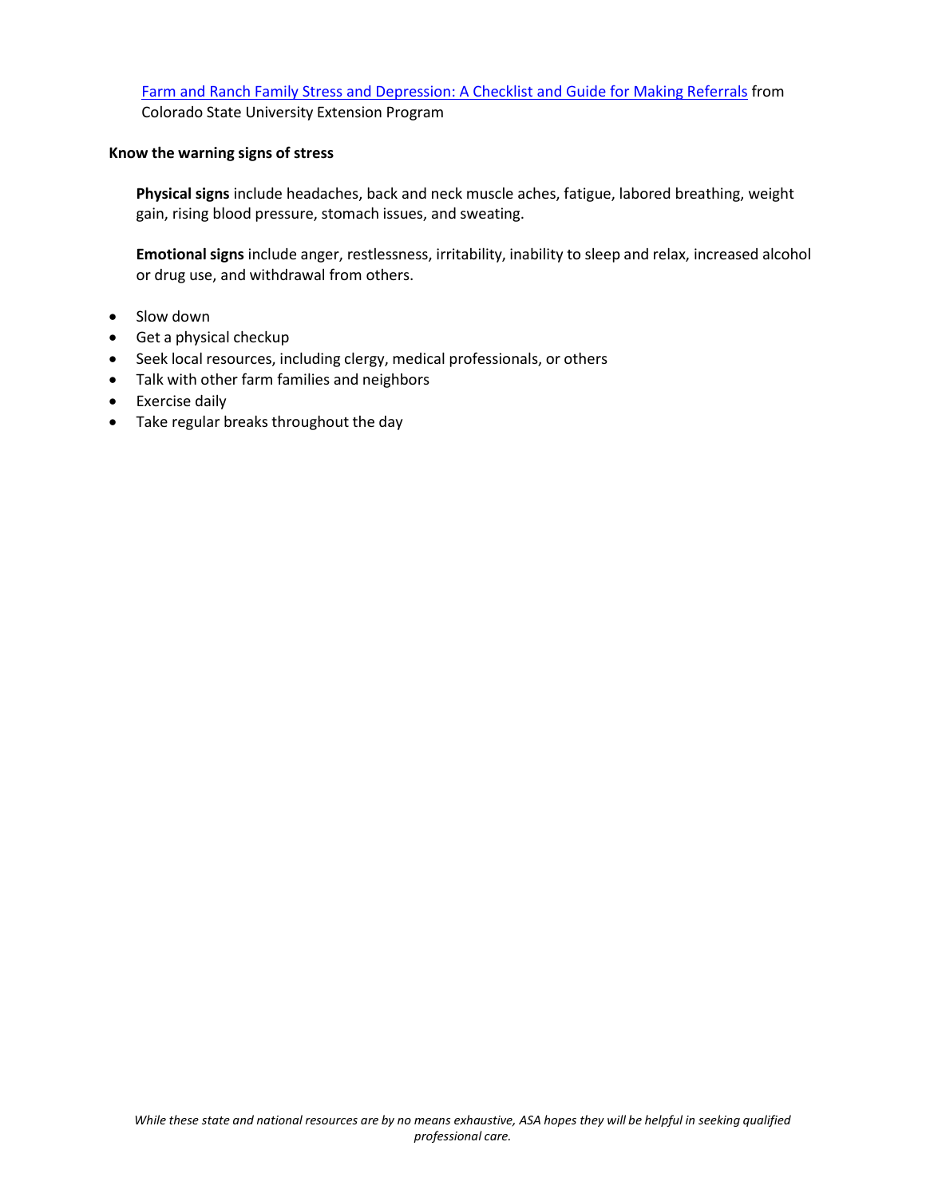[Farm and Ranch Family Stress and Depression: A Checklist and Guide for Making Referrals]() from Colorado State University Extension Program

**Know the warning signs of stress**

**Physical signs** include headaches, back and neck muscle aches, fatigue, labored breathing, weight gain, rising blood pressure, stomach issues, and sweating.

**Emotional signs** include anger, restlessness, irritability, inability to sleep and relax, increased alcohol or drug use, and withdrawal from others.

- Slow down
- Get a physical checkup
- Seek local resources, including clergy, medical professionals, or others
- Talk with other farm families and neighbors
- Exercise daily
- Take regular breaks throughout the day

*While these state and national resources are by no means exhaustive, ASA hopes they will be helpful in seeking qualified professional care.*